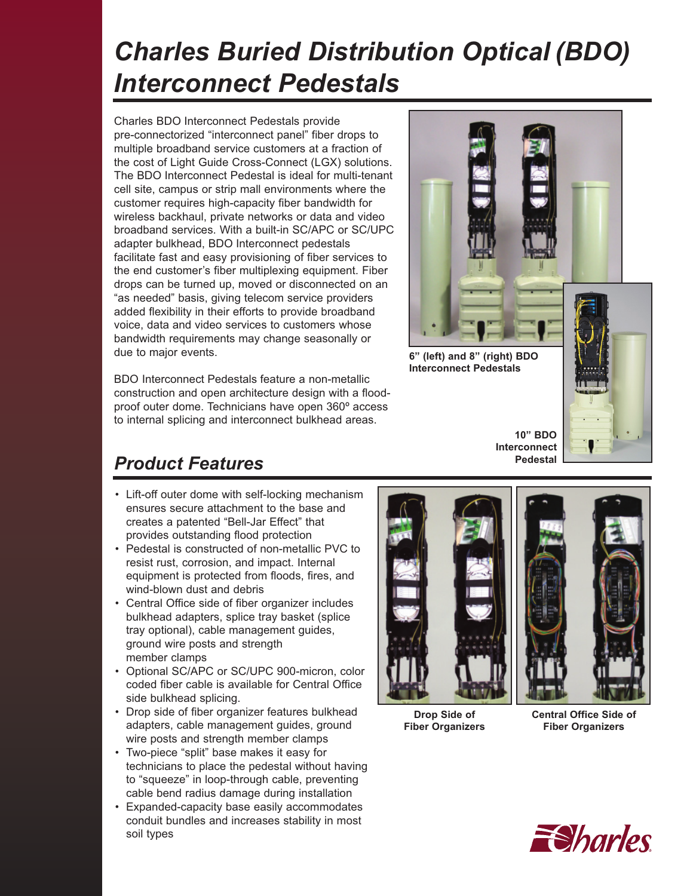# *Charles Buried Distribution Optical (BDO) Interconnect Pedestals*

Charles BDO Interconnect Pedestals provide pre-connectorized "interconnect panel" fiber drops to multiple broadband service customers at a fraction of the cost of Light Guide Cross-Connect (LGX) solutions. The BDO Interconnect Pedestal is ideal for multi-tenant cell site, campus or strip mall environments where the customer requires high-capacity fiber bandwidth for wireless backhaul, private networks or data and video broadband services. With a built-in SC/APC or SC/UPC adapter bulkhead, BDO Interconnect pedestals facilitate fast and easy provisioning of fiber services to the end customer's fiber multiplexing equipment. Fiber drops can be turned up, moved or disconnected on an "as needed" basis, giving telecom service providers added flexibility in their efforts to provide broadband voice, data and video services to customers whose bandwidth requirements may change seasonally or due to major events.

BDO Interconnect Pedestals feature a non-metallic construction and open architecture design with a flood-proof outer dome. Technicians have open 360º access to internal splicing and interconnect bulkhead areas.

**6" (left) and 8" (right) BDO Interconnect Pedestals**

**10" BDO Interconnect Pedestal**

## *Product Features*

- Lift-off outer dome with self-locking mechanism ensures secure attachment to the base and creates a patented "Bell-Jar Effect" that provides outstanding flood protection
- Pedestal is constructed of non-metallic PVC to resist rust, corrosion, and impact. Internal equipment is protected from floods, fires, and wind-blown dust and debris
- Central Office side of fiber organizer includes bulkhead adapters, splice tray basket (splice tray optional), cable management guides, ground wire posts and strength member clamps
- Optional SC/APC or SC/UPC 900-micron, color coded fiber cable is available for Central Office side bulkhead splicing.
- Drop side of fiber organizer features bulkhead adapters, cable management guides, ground wire posts and strength member clamps
- Two-piece "split" base makes it easy for technicians to place the pedestal without having to "squeeze" in loop-through cable, preventing cable bend radius damage during installation
- Expanded-capacity base easily accommodates conduit bundles and increases stability in most soil types

**Drop Side of Fiber Organizers**

**Central Office Side of Fiber Organizers**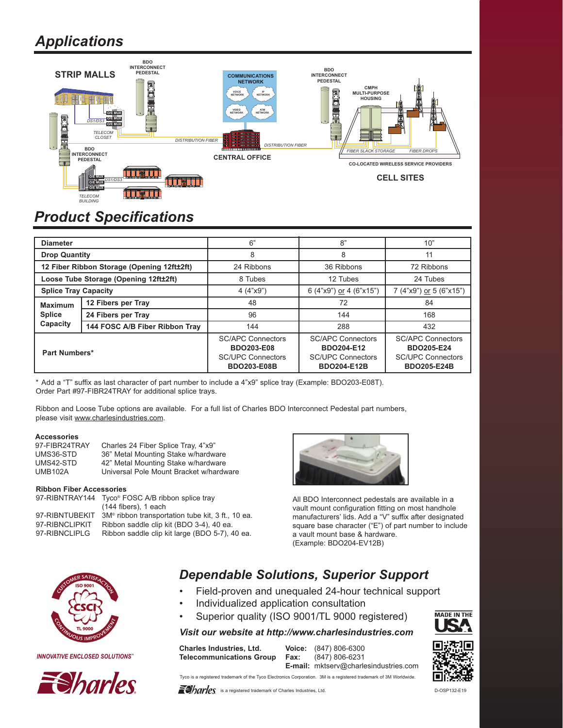## Applications

STRIP MALLS

BDO INTERCONNECT PEDESTAL

COMMUNICATIONS NETWORK

VOICE NETWORK

IP NETWORK

VIDEO NETWORK

ATM NETWORK

BDO INTERCONNECT PEDESTAL

CMPH MULTI-PURPOSE HOUSING

O/E MUX

O/E MUX

O/E MUX

DS1/DS3

TELECOM CLOSET

DISTRIBUTION FIBER

DISTRIBUTION FIBER

BDO INTERCONNECT PEDESTAL

CENTRAL OFFICE

FIBER SLACK STORAGE

FIBER DROPS

CO-LOCATED WIRELESS SERVICE PROVIDERS

CELL SITES

O/E MUX

O/E MUX

O/E MUX

DS1/DS3

TELECOM BUILDING

## Product Specifications

| | | | | |
|---|---|---|---|---|
| **Diameter** | | 6” | 8” | 10” |
| **Drop Quantity** | | 8 | 8 | 11 |
| **12 Fiber Ribbon Storage (Opening 12ft±2ft)** | | 24 Ribbons | 36 Ribbons | 72 Ribbons |
| **Loose Tube Storage (Opening 12ft±2ft)** | | 8 Tubes | 12 Tubes | 24 Tubes |
| **Splice Tray Capacity** | | 4 (4”x9”) | 6 (4”x9”) or 4 (6”x15”) | 7 (4”x9”) or 5 (6”x15”) |
| **Maximum Splice Capacity** | **12 Fibers per Tray** | 48 | 72 | 84 |
| | **24 Fibers per Tray** | 96 | 144 | 168 |
| | **144 FOSC A/B Fiber Ribbon Tray** | 144 | 288 | 432 |
| **Part Numbers*** | | SC/APC Connectors **BDO203-E08** SC/UPC Connectors **BDO203-E08B** | SC/APC Connectors **BDO204-E12** SC/UPC Connectors **BDO204-E12B** | SC/APC Connectors **BDO205-E24** SC/UPC Connectors **BDO205-E24B** |

* Add a “T” suffix as last character of part number to include a 4”x9” splice tray (Example: BDO203-E08T). Order Part #97-FIBR24TRAY for additional splice trays.

Ribbon and Loose Tube options are available. For a full list of Charles BDO Interconnect Pedestal part numbers, please visit www.charlesindustries.com.

### Accessories

| | |
|---|---|
| 97-FIBR24TRAY | Charles 24 Fiber Splice Tray, 4”x9” |
| UMS36-STD | 36” Metal Mounting Stake w/hardware |
| UMS42-STD | 42” Metal Mounting Stake w/hardware |
| UMB102A | Universal Pole Mount Bracket w/hardware |

### Ribbon Fiber Accessories

| | |
|---|---|
| 97-RIBNTRAY144 | Tyco® FOSC A/B ribbon splice tray (144 fibers), 1 each |
| 97-RIBNTUBEKIT | 3M® ribbon transportation tube kit, 3 ft., 10 ea. |
| 97-RIBNCLIPKIT | Ribbon saddle clip kit (BDO 3-4), 40 ea. |
| 97-RIBNCLIPLG | Ribbon saddle clip kit large (BDO 5-7), 40 ea. |

All BDO Interconnect pedestals are available in a vault mount configuration fitting on most handhole manufacturers’ lids. Add a “V” suffix after designated square base character (“E”) of part number to include a vault mount base & hardware. (Example: BDO204-EV12B)

CUSTOMER SATISFACTION ISO 9001 CSCI TL 9000 CONTINUOUS IMPROVEMENT

*INNOVATIVE ENCLOSED SOLUTIONS*™

Charles

## Dependable Solutions, Superior Support

- Field-proven and unequaled 24-hour technical support
- Individualized application consultation
- Superior quality (ISO 9001/TL 9000 registered)

*Visit our website at http://www.charlesindustries.com*

MADE IN THE USA

**Charles Industries, Ltd.**
**Telecommunications Group**

**Voice:** (847) 806-6300
**Fax:** (847) 806-6231
**E-mail:** mktserv@charlesindustries.com

Tyco is a registered trademark of the Tyco Electronics Corporation. 3M is a registered trademark of 3M Worldwide.

Charles is a registered trademark of Charles Industries, Ltd.

D-OSP132-E19